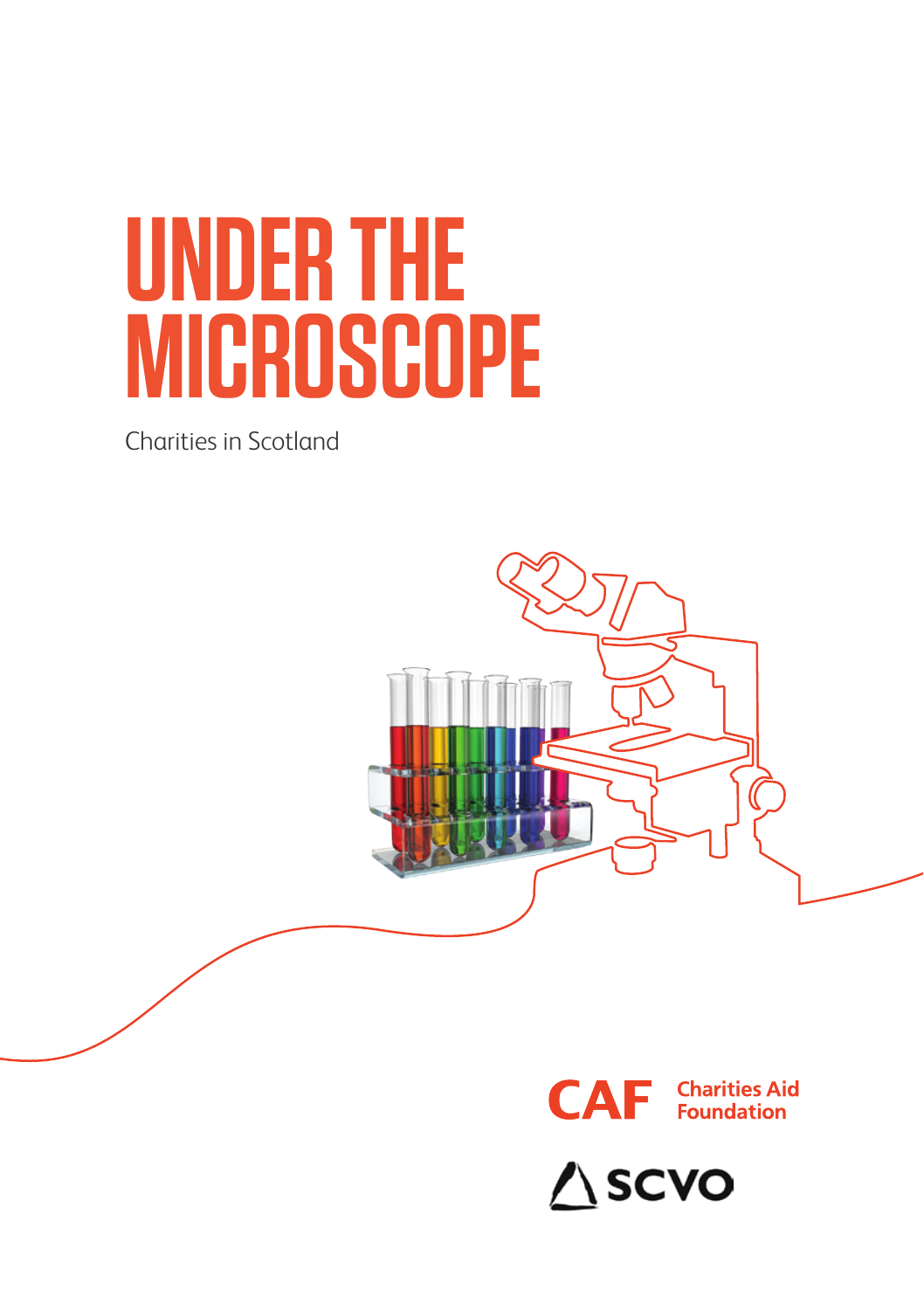# UNDER THE MICROSCOPE

Charities in Scotland

CAF Charities Aid Foundation

SCVO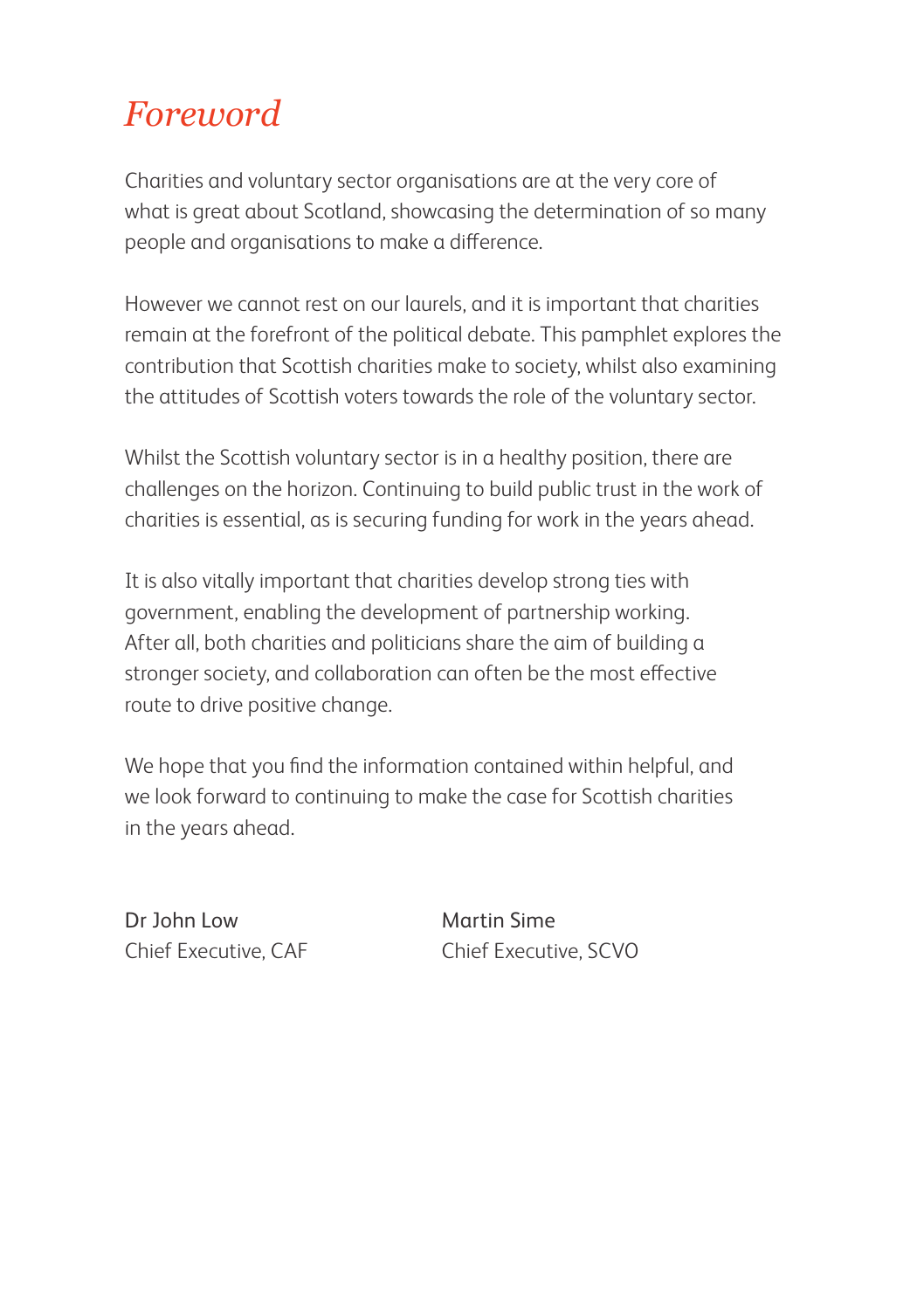# *Foreword*

Charities and voluntary sector organisations are at the very core of what is great about Scotland, showcasing the determination of so many people and organisations to make a difference.

However we cannot rest on our laurels, and it is important that charities remain at the forefront of the political debate. This pamphlet explores the contribution that Scottish charities make to society, whilst also examining the attitudes of Scottish voters towards the role of the voluntary sector.

Whilst the Scottish voluntary sector is in a healthy position, there are challenges on the horizon. Continuing to build public trust in the work of charities is essential, as is securing funding for work in the years ahead.

It is also vitally important that charities develop strong ties with government, enabling the development of partnership working. After all, both charities and politicians share the aim of building a stronger society, and collaboration can often be the most effective route to drive positive change.

We hope that you find the information contained within helpful, and we look forward to continuing to make the case for Scottish charities in the years ahead.

Dr John Low
Chief Executive, CAF

Martin Sime
Chief Executive, SCVO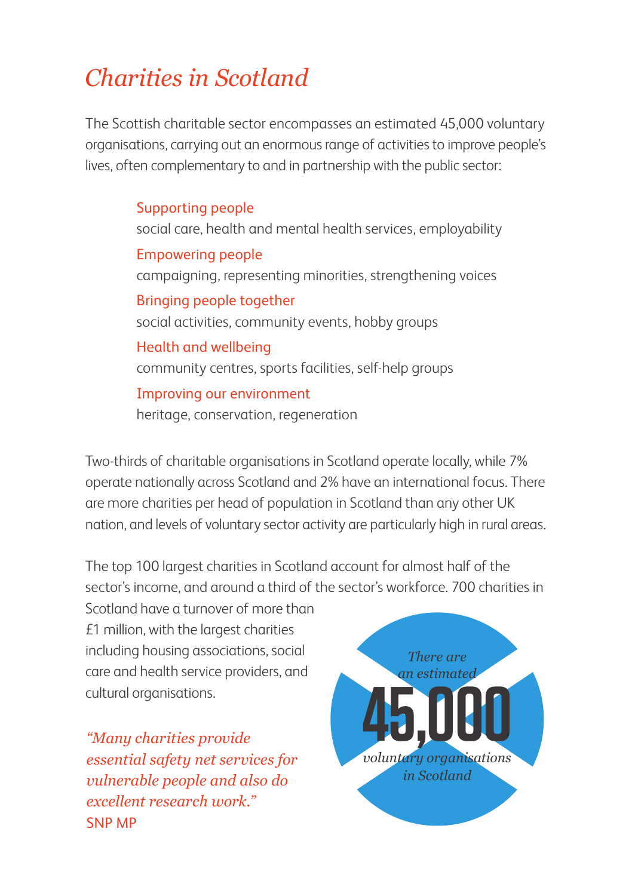# *Charities in Scotland*

The Scottish charitable sector encompasses an estimated 45,000 voluntary organisations, carrying out an enormous range of activities to improve people's lives, often complementary to and in partnership with the public sector:

**Supporting people**
social care, health and mental health services, employability

**Empowering people**
campaigning, representing minorities, strengthening voices

**Bringing people together**
social activities, community events, hobby groups

**Health and wellbeing**
community centres, sports facilities, self-help groups

**Improving our environment**
heritage, conservation, regeneration

Two-thirds of charitable organisations in Scotland operate locally, while 7% operate nationally across Scotland and 2% have an international focus. There are more charities per head of population in Scotland than any other UK nation, and levels of voluntary sector activity are particularly high in rural areas.

The top 100 largest charities in Scotland account for almost half of the sector's income, and around a third of the sector's workforce. 700 charities in Scotland have a turnover of more than £1 million, with the largest charities including housing associations, social care and health service providers, and cultural organisations.

*"Many charities provide essential safety net services for vulnerable people and also do excellent research work."*
SNP MP

*There are an estimated* **45,000** *voluntary organisations in Scotland*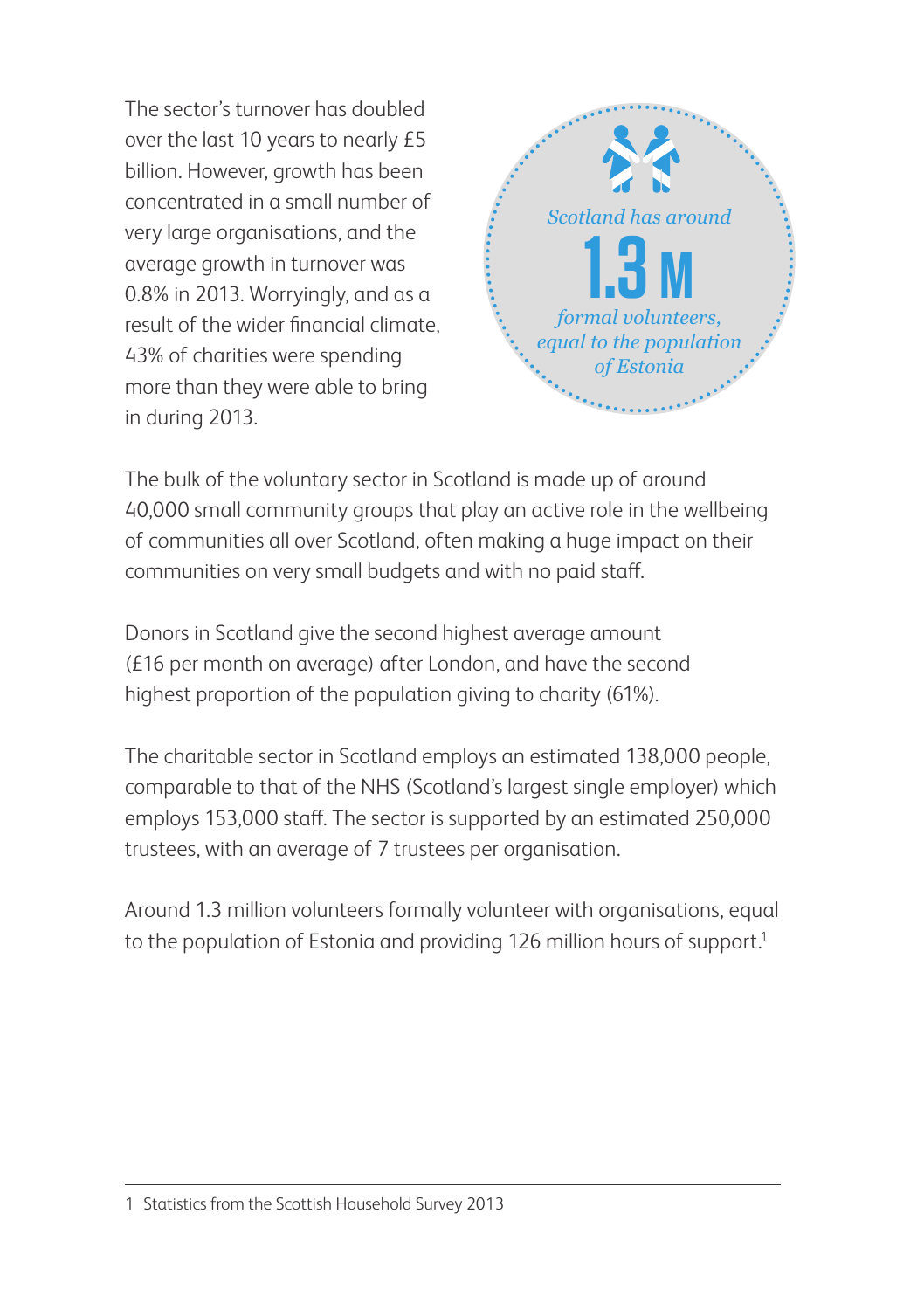The sector's turnover has doubled over the last 10 years to nearly £5 billion. However, growth has been concentrated in a small number of very large organisations, and the average growth in turnover was 0.8% in 2013. Worryingly, and as a result of the wider financial climate, 43% of charities were spending more than they were able to bring in during 2013.

*Scotland has around*

**1.3 M**

*formal volunteers, equal to the population of Estonia*

The bulk of the voluntary sector in Scotland is made up of around 40,000 small community groups that play an active role in the wellbeing of communities all over Scotland, often making a huge impact on their communities on very small budgets and with no paid staff.

Donors in Scotland give the second highest average amount (£16 per month on average) after London, and have the second highest proportion of the population giving to charity (61%).

The charitable sector in Scotland employs an estimated 138,000 people, comparable to that of the NHS (Scotland's largest single employer) which employs 153,000 staff. The sector is supported by an estimated 250,000 trustees, with an average of 7 trustees per organisation.

Around 1.3 million volunteers formally volunteer with organisations, equal to the population of Estonia and providing 126 million hours of support.[1]

1 Statistics from the Scottish Household Survey 2013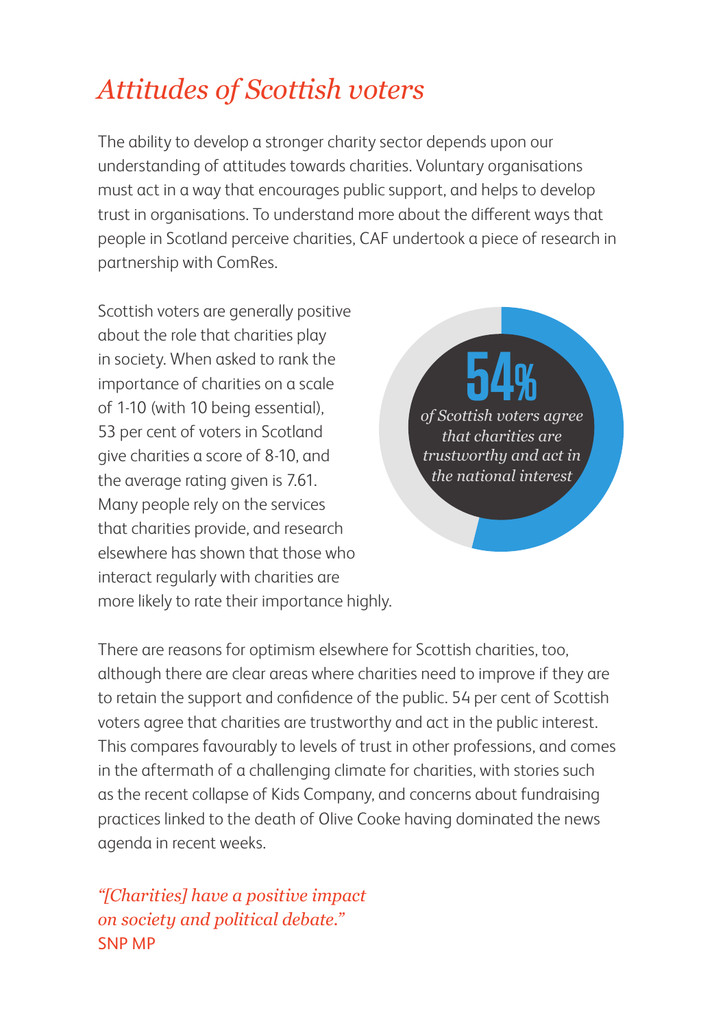# *Attitudes of Scottish voters*

The ability to develop a stronger charity sector depends upon our understanding of attitudes towards charities. Voluntary organisations must act in a way that encourages public support, and helps to develop trust in organisations. To understand more about the different ways that people in Scotland perceive charities, CAF undertook a piece of research in partnership with ComRes.

Scottish voters are generally positive about the role that charities play in society. When asked to rank the importance of charities on a scale of 1-10 (with 10 being essential), 53 per cent of voters in Scotland give charities a score of 8-10, and the average rating given is 7.61. Many people rely on the services that charities provide, and research elsewhere has shown that those who interact regularly with charities are more likely to rate their importance highly.

**54%**

*of Scottish voters agree that charities are trustworthy and act in the national interest*

There are reasons for optimism elsewhere for Scottish charities, too, although there are clear areas where charities need to improve if they are to retain the support and confidence of the public. 54 per cent of Scottish voters agree that charities are trustworthy and act in the public interest. This compares favourably to levels of trust in other professions, and comes in the aftermath of a challenging climate for charities, with stories such as the recent collapse of Kids Company, and concerns about fundraising practices linked to the death of Olive Cooke having dominated the news agenda in recent weeks.

*"[Charities] have a positive impact on society and political debate."*
SNP MP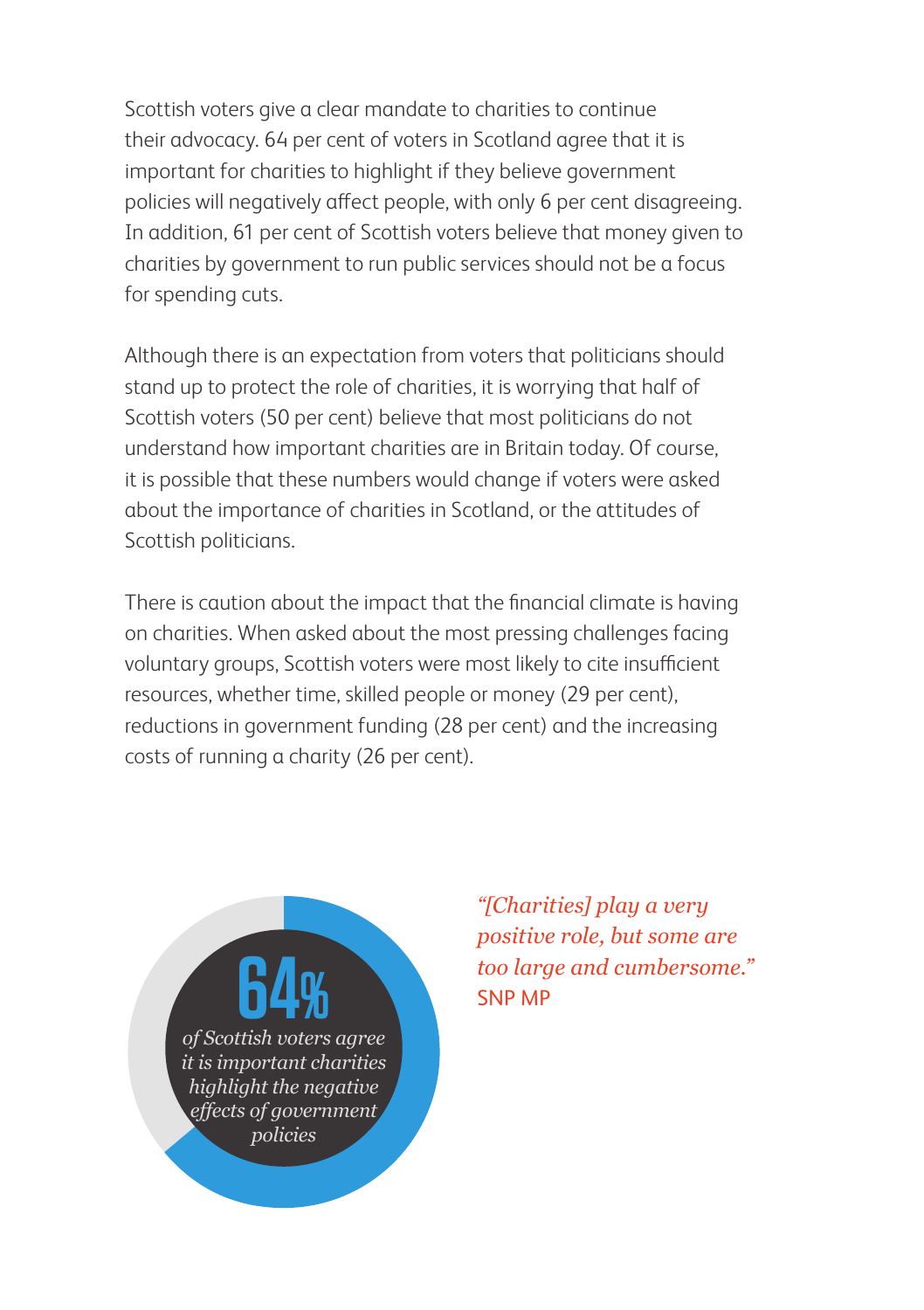Scottish voters give a clear mandate to charities to continue their advocacy. 64 per cent of voters in Scotland agree that it is important for charities to highlight if they believe government policies will negatively affect people, with only 6 per cent disagreeing. In addition, 61 per cent of Scottish voters believe that money given to charities by government to run public services should not be a focus for spending cuts.

Although there is an expectation from voters that politicians should stand up to protect the role of charities, it is worrying that half of Scottish voters (50 per cent) believe that most politicians do not understand how important charities are in Britain today. Of course, it is possible that these numbers would change if voters were asked about the importance of charities in Scotland, or the attitudes of Scottish politicians.

There is caution about the impact that the financial climate is having on charities. When asked about the most pressing challenges facing voluntary groups, Scottish voters were most likely to cite insufficient resources, whether time, skilled people or money (29 per cent), reductions in government funding (28 per cent) and the increasing costs of running a charity (26 per cent).

**64%**

*of Scottish voters agree it is important charities highlight the negative effects of government policies*

*"[Charities] play a very positive role, but some are too large and cumbersome."*
SNP MP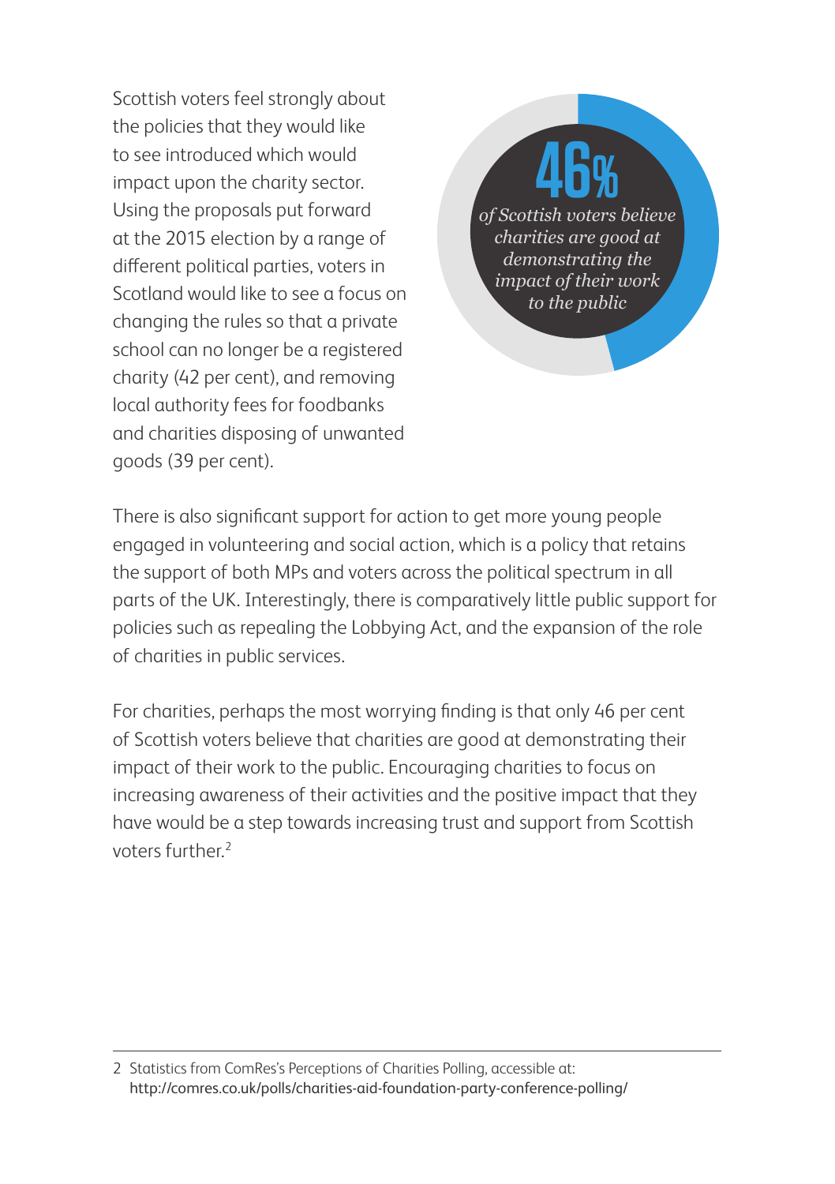Scottish voters feel strongly about the policies that they would like to see introduced which would impact upon the charity sector. Using the proposals put forward at the 2015 election by a range of different political parties, voters in Scotland would like to see a focus on changing the rules so that a private school can no longer be a registered charity (42 per cent), and removing local authority fees for foodbanks and charities disposing of unwanted goods (39 per cent).

**46%**

*of Scottish voters believe charities are good at demonstrating the impact of their work to the public*

There is also significant support for action to get more young people engaged in volunteering and social action, which is a policy that retains the support of both MPs and voters across the political spectrum in all parts of the UK. Interestingly, there is comparatively little public support for policies such as repealing the Lobbying Act, and the expansion of the role of charities in public services.

For charities, perhaps the most worrying finding is that only 46 per cent of Scottish voters believe that charities are good at demonstrating their impact of their work to the public. Encouraging charities to focus on increasing awareness of their activities and the positive impact that they have would be a step towards increasing trust and support from Scottish voters further.[2]

---

2 Statistics from ComRes's Perceptions of Charities Polling, accessible at: http://comres.co.uk/polls/charities-aid-foundation-party-conference-polling/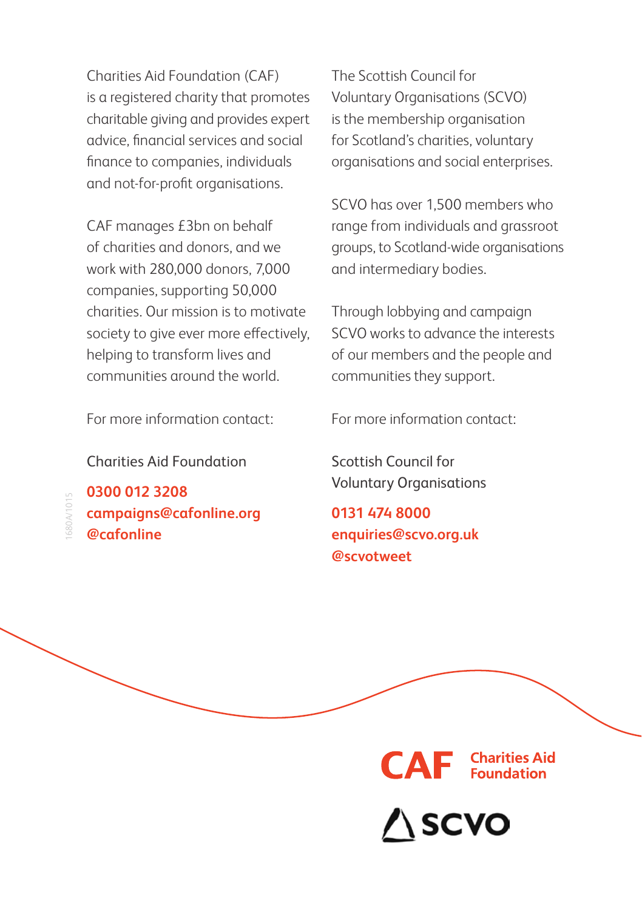Charities Aid Foundation (CAF) is a registered charity that promotes charitable giving and provides expert advice, financial services and social finance to companies, individuals and not-for-profit organisations.

CAF manages £3bn on behalf of charities and donors, and we work with 280,000 donors, 7,000 companies, supporting 50,000 charities. Our mission is to motivate society to give ever more effectively, helping to transform lives and communities around the world.

For more information contact:

Charities Aid Foundation

**0300 012 3208**
**campaigns@cafonline.org**
**@cafonline**

The Scottish Council for Voluntary Organisations (SCVO) is the membership organisation for Scotland's charities, voluntary organisations and social enterprises.

SCVO has over 1,500 members who range from individuals and grassroot groups, to Scotland-wide organisations and intermediary bodies.

Through lobbying and campaign SCVO works to advance the interests of our members and the people and communities they support.

For more information contact:

Scottish Council for Voluntary Organisations

**0131 474 8000**
**enquiries@scvo.org.uk**
**@scvotweet**

1680A/1015

CAF Charities Aid Foundation

SCVO